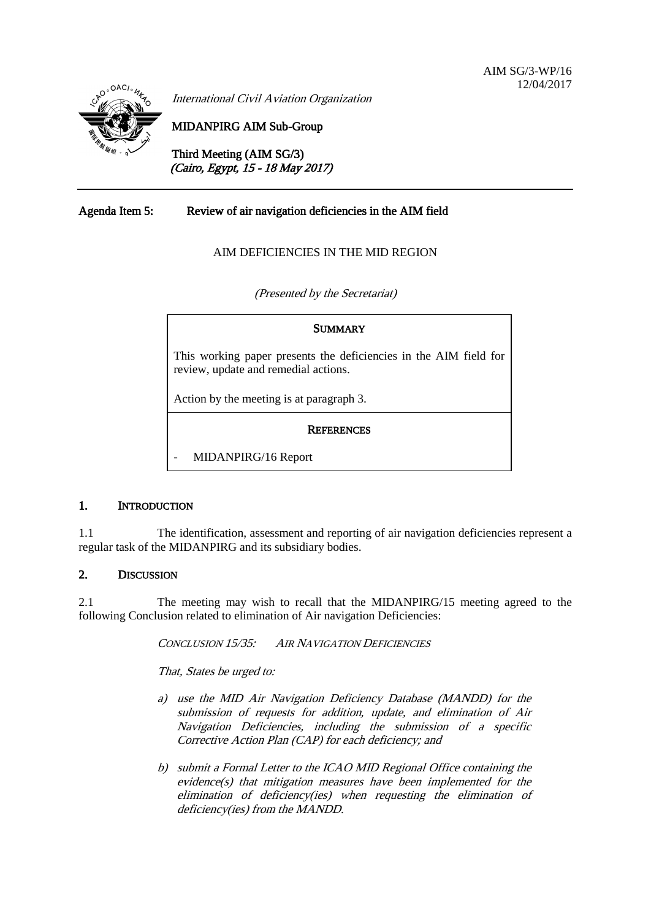AIM SG/3-WP/16
12/04/2017

*International Civil Aviation Organization*

**MIDANPIRG AIM Sub-Group**

**Third Meeting (AIM SG/3)**
***(Cairo, Egypt, 15 - 18 May 2017)***

---

**Agenda Item 5: Review of air navigation deficiencies in the AIM field**

AIM DEFICIENCIES IN THE MID REGION

*(Presented by the Secretariat)*

| **SUMMARY** |
|---|
| This working paper presents the deficiencies in the AIM field for review, update and remedial actions.<br><br>Action by the meeting is at paragraph 3. |
| **REFERENCES** |
| - MIDANPIRG/16 Report |

## 1. INTRODUCTION

1.1 The identification, assessment and reporting of air navigation deficiencies represent a regular task of the MIDANPIRG and its subsidiary bodies.

## 2. DISCUSSION

2.1 The meeting may wish to recall that the MIDANPIRG/15 meeting agreed to the following Conclusion related to elimination of Air navigation Deficiencies:

*CONCLUSION 15/35: AIR NAVIGATION DEFICIENCIES*

*That, States be urged to:*

*a) use the MID Air Navigation Deficiency Database (MANDD) for the submission of requests for addition, update, and elimination of Air Navigation Deficiencies, including the submission of a specific Corrective Action Plan (CAP) for each deficiency; and*

*b) submit a Formal Letter to the ICAO MID Regional Office containing the evidence(s) that mitigation measures have been implemented for the elimination of deficiency(ies) when requesting the elimination of deficiency(ies) from the MANDD.*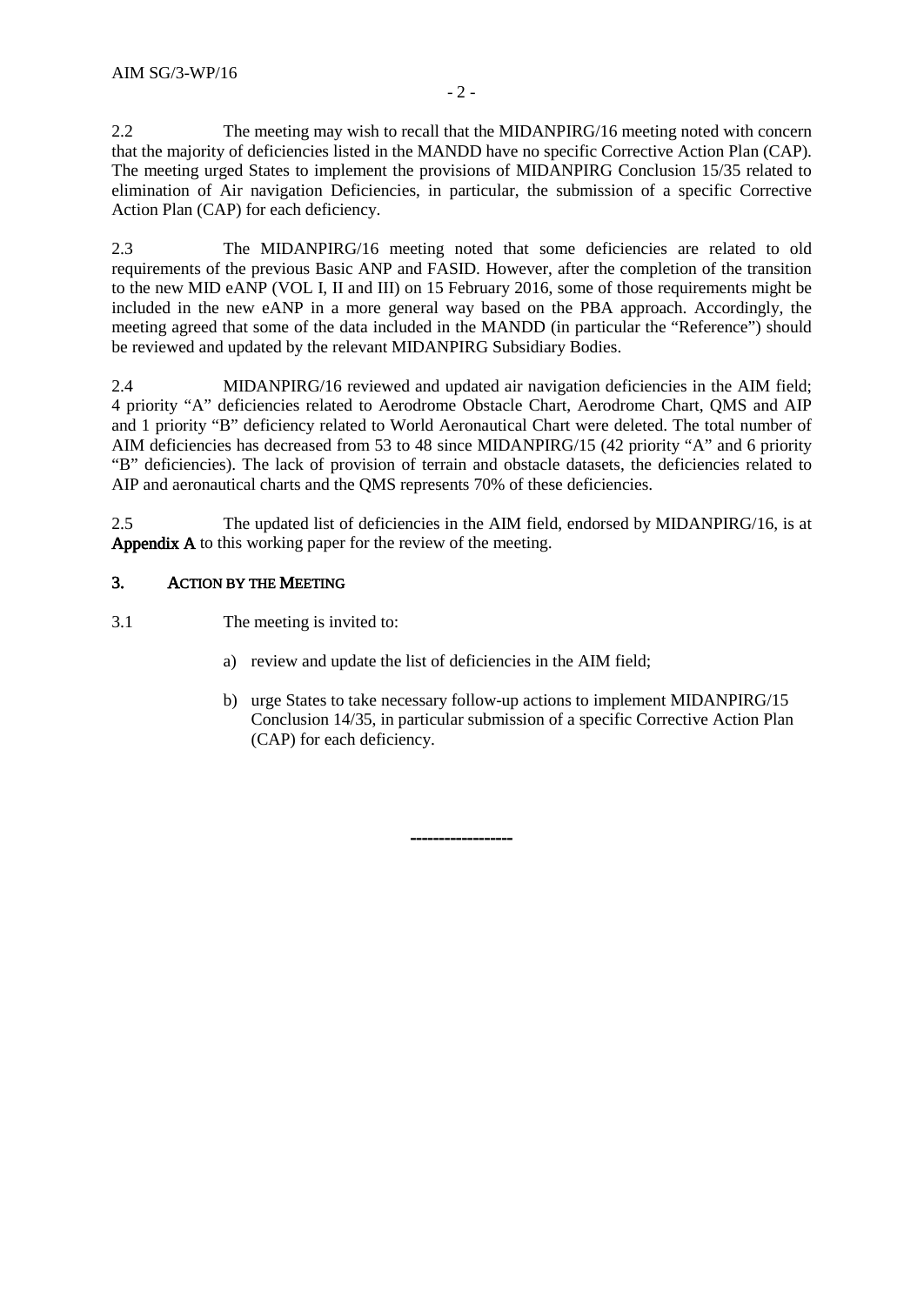2.2 The meeting may wish to recall that the MIDANPIRG/16 meeting noted with concern that the majority of deficiencies listed in the MANDD have no specific Corrective Action Plan (CAP). The meeting urged States to implement the provisions of MIDANPIRG Conclusion 15/35 related to elimination of Air navigation Deficiencies, in particular, the submission of a specific Corrective Action Plan (CAP) for each deficiency.

2.3 The MIDANPIRG/16 meeting noted that some deficiencies are related to old requirements of the previous Basic ANP and FASID. However, after the completion of the transition to the new MID eANP (VOL I, II and III) on 15 February 2016, some of those requirements might be included in the new eANP in a more general way based on the PBA approach. Accordingly, the meeting agreed that some of the data included in the MANDD (in particular the "Reference") should be reviewed and updated by the relevant MIDANPIRG Subsidiary Bodies.

2.4 MIDANPIRG/16 reviewed and updated air navigation deficiencies in the AIM field; 4 priority "A" deficiencies related to Aerodrome Obstacle Chart, Aerodrome Chart, QMS and AIP and 1 priority "B" deficiency related to World Aeronautical Chart were deleted. The total number of AIM deficiencies has decreased from 53 to 48 since MIDANPIRG/15 (42 priority "A" and 6 priority "B" deficiencies). The lack of provision of terrain and obstacle datasets, the deficiencies related to AIP and aeronautical charts and the QMS represents 70% of these deficiencies.

2.5 The updated list of deficiencies in the AIM field, endorsed by MIDANPIRG/16, is at **Appendix A** to this working paper for the review of the meeting.

## 3. ACTION BY THE MEETING

3.1 The meeting is invited to:

a) review and update the list of deficiencies in the AIM field;

b) urge States to take necessary follow-up actions to implement MIDANPIRG/15 Conclusion 14/35, in particular submission of a specific Corrective Action Plan (CAP) for each deficiency.

------------------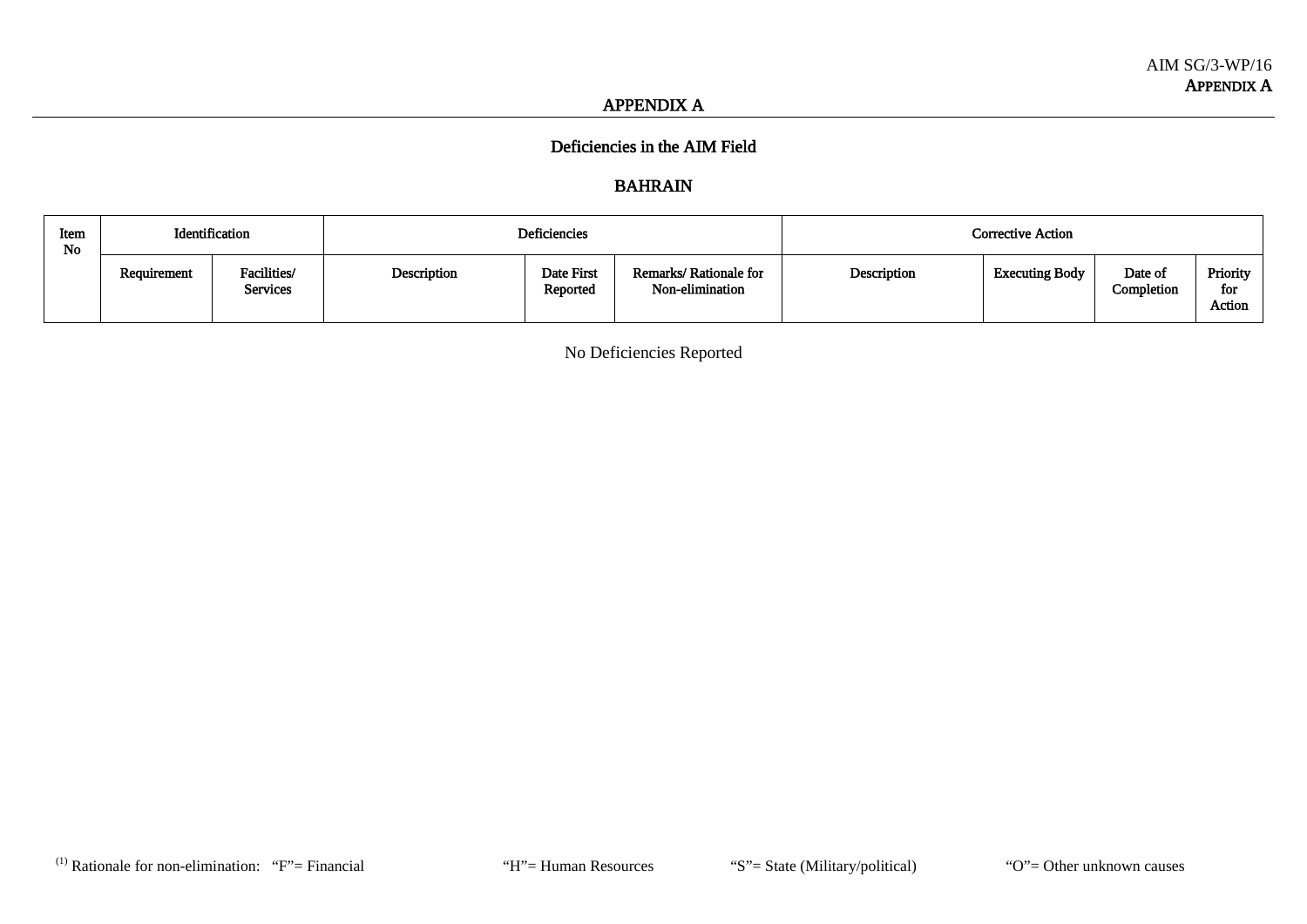# APPENDIX A

## Deficiencies in the AIM Field

## BAHRAIN

| Item No | Identification | | Deficiencies | | | Corrective Action | | | |
|---|---|---|---|---|---|---|---|---|---|
| | Requirement | Facilities/ Services | Description | Date First Reported | Remarks/ Rationale for Non-elimination | Description | Executing Body | Date of Completion | Priority for Action |

No Deficiencies Reported

(1) Rationale for non-elimination: "F"= Financial "H"= Human Resources "S"= State (Military/political) "O"= Other unknown causes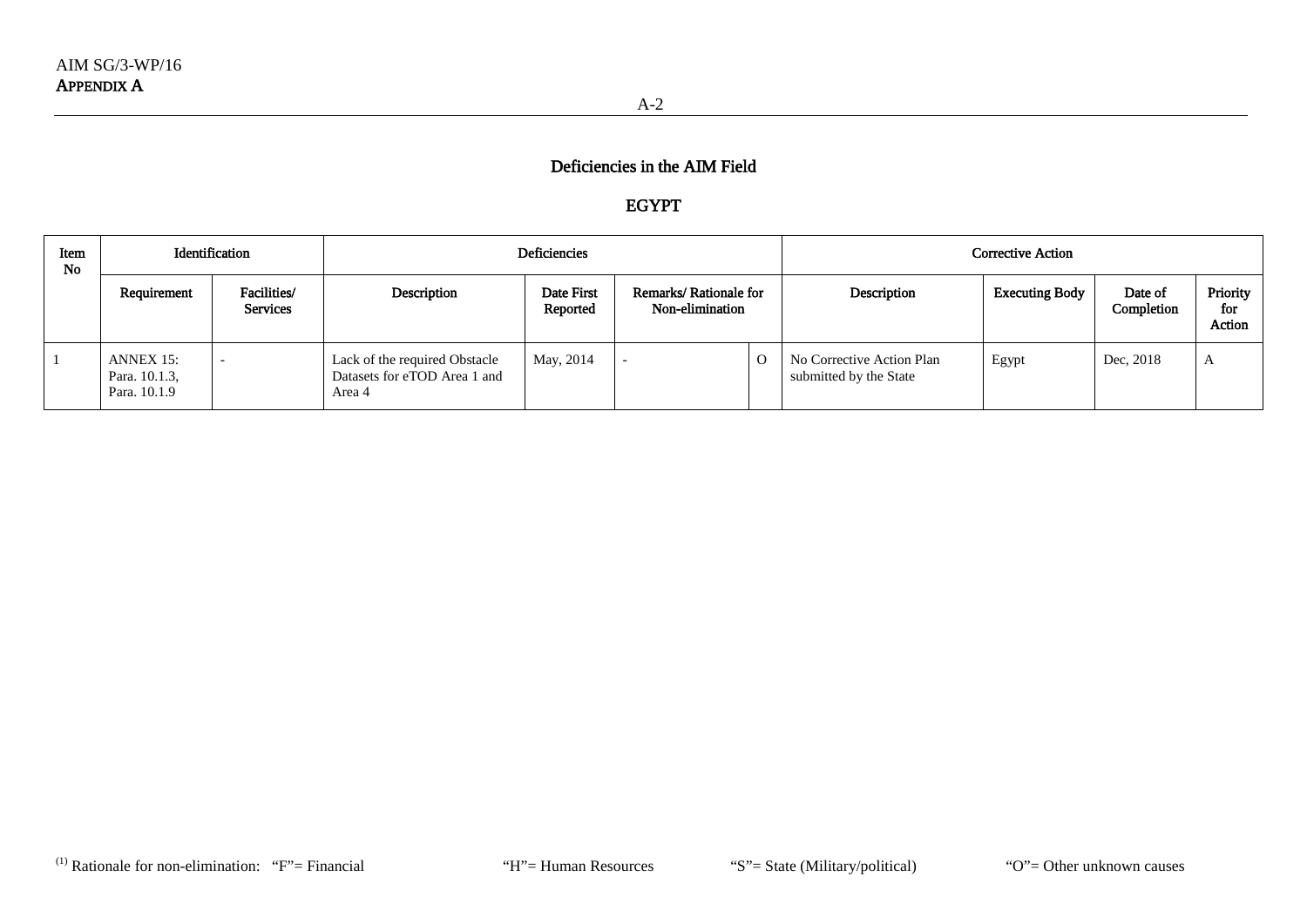## Deficiencies in the AIM Field

## EGYPT

| Item No | Identification | | Deficiencies | | | | Corrective Action | | | |
|---|---|---|---|---|---|---|---|---|---|---|
| | Requirement | Facilities/ Services | Description | Date First Reported | Remarks/ Rationale for Non-elimination | | Description | Executing Body | Date of Completion | Priority for Action |
| 1 | ANNEX 15: Para. 10.1.3, Para. 10.1.9 | - | Lack of the required Obstacle Datasets for eTOD Area 1 and Area 4 | May, 2014 | - | O | No Corrective Action Plan submitted by the State | Egypt | Dec, 2018 | A |

(1) Rationale for non-elimination: "F"= Financial "H"= Human Resources "S"= State (Military/political) "O"= Other unknown causes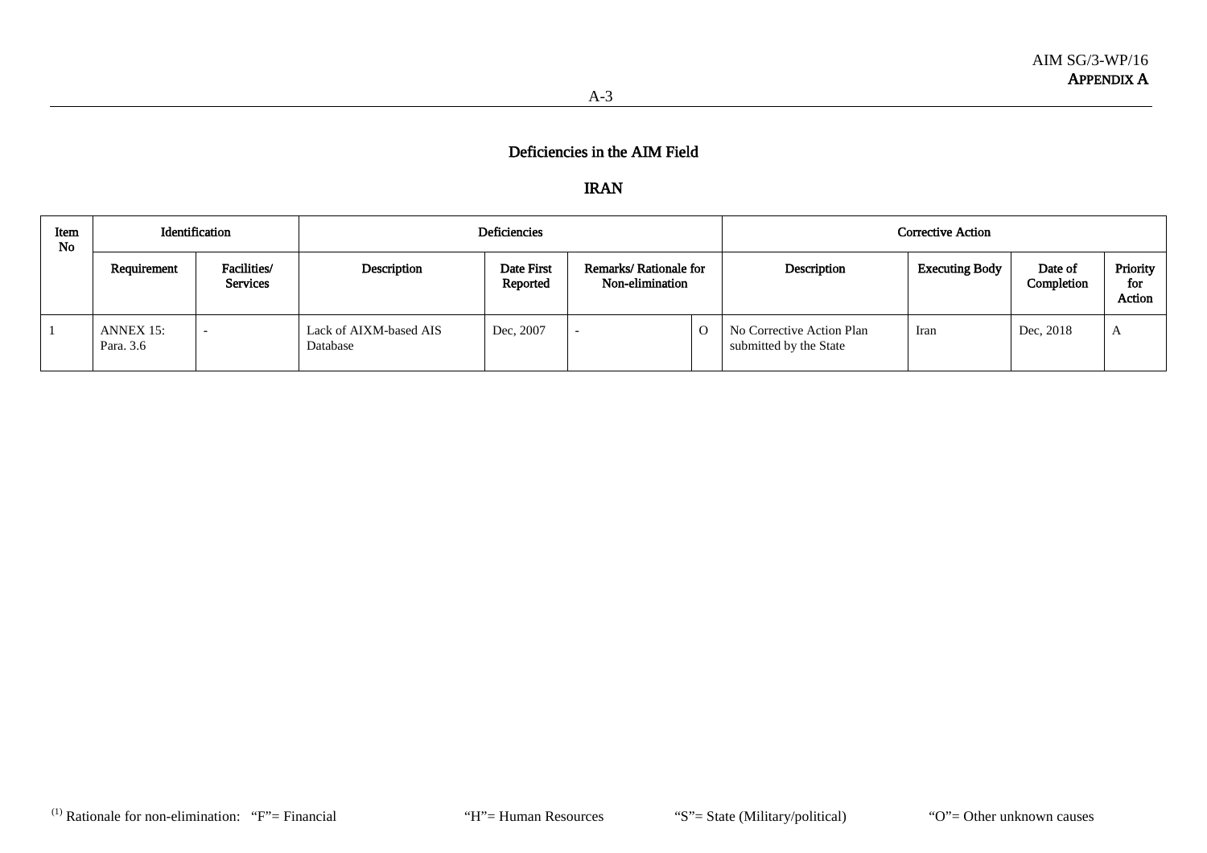## Deficiencies in the AIM Field

## IRAN

| Item No | Identification | | Deficiencies | | | | Corrective Action | | | |
|---|---|---|---|---|---|---|---|---|---|---|
| | Requirement | Facilities/ Services | Description | Date First Reported | Remarks/ Rationale for Non-elimination | | Description | Executing Body | Date of Completion | Priority for Action |
| 1 | ANNEX 15: Para. 3.6 | - | Lack of AIXM-based AIS Database | Dec, 2007 | - | O | No Corrective Action Plan submitted by the State | Iran | Dec, 2018 | A |

(1) Rationale for non-elimination: "F"= Financial "H"= Human Resources "S"= State (Military/political) "O"= Other unknown causes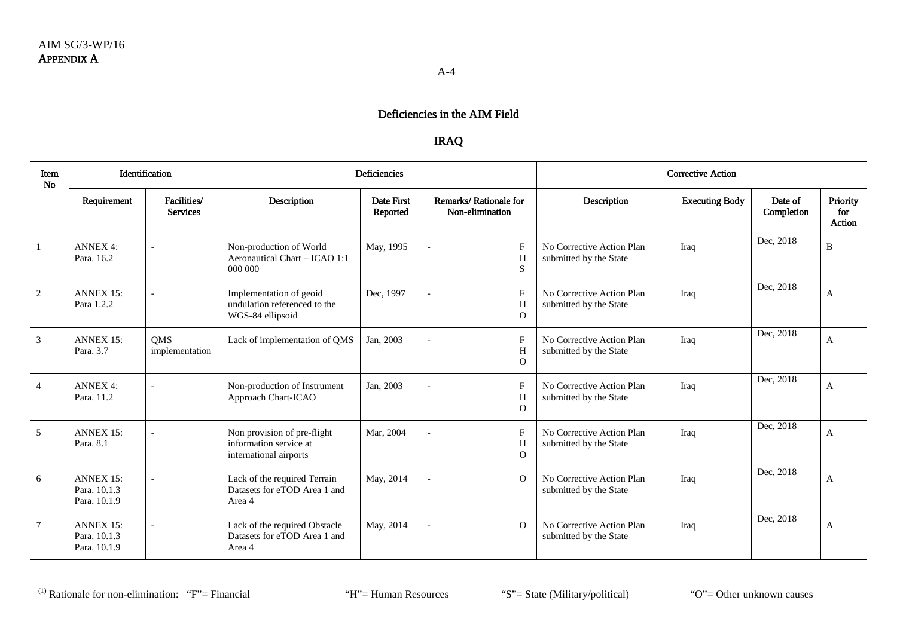## Deficiencies in the AIM Field

## IRAQ

| Item No | Identification | | Deficiencies | | | | Corrective Action | | | |
|---|---|---|---|---|---|---|---|---|---|---|
| | Requirement | Facilities/ Services | Description | Date First Reported | Remarks/ Rationale for Non-elimination | | Description | Executing Body | Date of Completion | Priority for Action |
| 1 | ANNEX 4: Para. 16.2 | - | Non-production of World Aeronautical Chart – ICAO 1:1 000 000 | May, 1995 | - | F H S | No Corrective Action Plan submitted by the State | Iraq | Dec, 2018 | B |
| 2 | ANNEX 15: Para 1.2.2 | - | Implementation of geoid undulation referenced to the WGS-84 ellipsoid | Dec, 1997 | - | F H O | No Corrective Action Plan submitted by the State | Iraq | Dec, 2018 | A |
| 3 | ANNEX 15: Para. 3.7 | QMS implementation | Lack of implementation of QMS | Jan, 2003 | - | F H O | No Corrective Action Plan submitted by the State | Iraq | Dec, 2018 | A |
| 4 | ANNEX 4: Para. 11.2 | - | Non-production of Instrument Approach Chart-ICAO | Jan, 2003 | - | F H O | No Corrective Action Plan submitted by the State | Iraq | Dec, 2018 | A |
| 5 | ANNEX 15: Para. 8.1 | - | Non provision of pre-flight information service at international airports | Mar, 2004 | - | F H O | No Corrective Action Plan submitted by the State | Iraq | Dec, 2018 | A |
| 6 | ANNEX 15: Para. 10.1.3 Para. 10.1.9 | - | Lack of the required Terrain Datasets for eTOD Area 1 and Area 4 | May, 2014 | - | O | No Corrective Action Plan submitted by the State | Iraq | Dec, 2018 | A |
| 7 | ANNEX 15: Para. 10.1.3 Para. 10.1.9 | - | Lack of the required Obstacle Datasets for eTOD Area 1 and Area 4 | May, 2014 | - | O | No Corrective Action Plan submitted by the State | Iraq | Dec, 2018 | A |

[1] Rationale for non-elimination: "F"= Financial "H"= Human Resources "S"= State (Military/political) "O"= Other unknown causes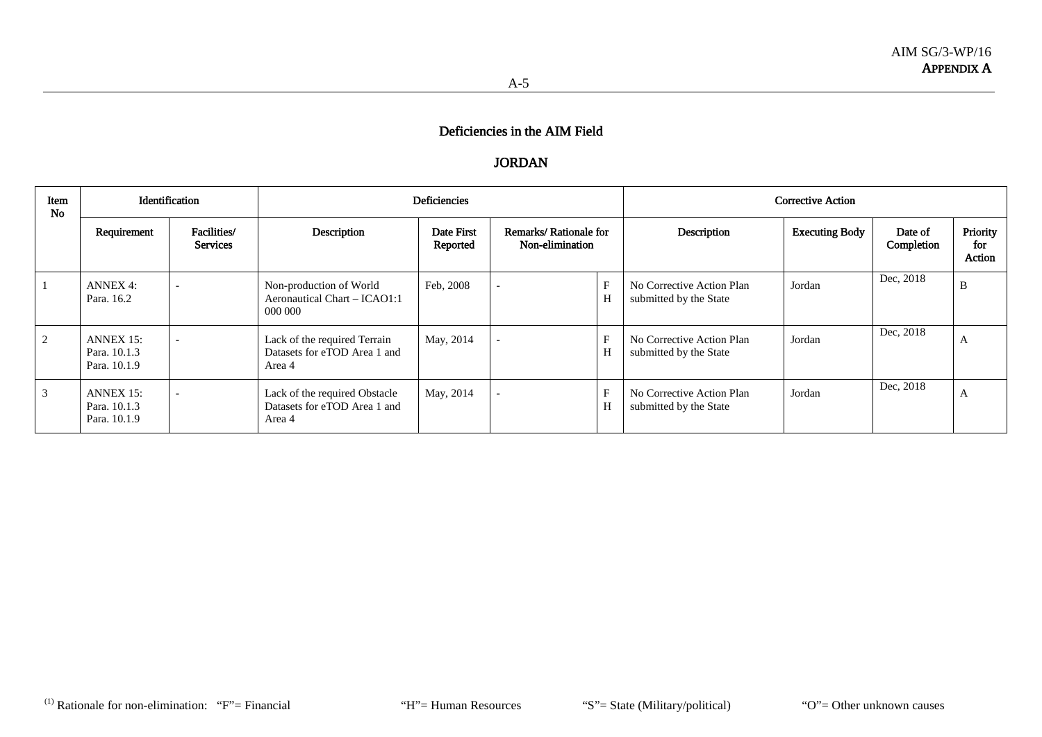## Deficiencies in the AIM Field

## JORDAN

| Item No | Identification | | Deficiencies | | | | Corrective Action | | | |
|---|---|---|---|---|---|---|---|---|---|---|
| | Requirement | Facilities/ Services | Description | Date First Reported | Remarks/ Rationale for Non-elimination | | Description | Executing Body | Date of Completion | Priority for Action |
| 1 | ANNEX 4: Para. 16.2 | - | Non-production of World Aeronautical Chart – ICAO1:1 000 000 | Feb, 2008 | - | F H | No Corrective Action Plan submitted by the State | Jordan | Dec, 2018 | B |
| 2 | ANNEX 15: Para. 10.1.3 Para. 10.1.9 | - | Lack of the required Terrain Datasets for eTOD Area 1 and Area 4 | May, 2014 | - | F H | No Corrective Action Plan submitted by the State | Jordan | Dec, 2018 | A |
| 3 | ANNEX 15: Para. 10.1.3 Para. 10.1.9 | - | Lack of the required Obstacle Datasets for eTOD Area 1 and Area 4 | May, 2014 | - | F H | No Corrective Action Plan submitted by the State | Jordan | Dec, 2018 | A |

(1) Rationale for non-elimination: "F"= Financial "H"= Human Resources "S"= State (Military/political) "O"= Other unknown causes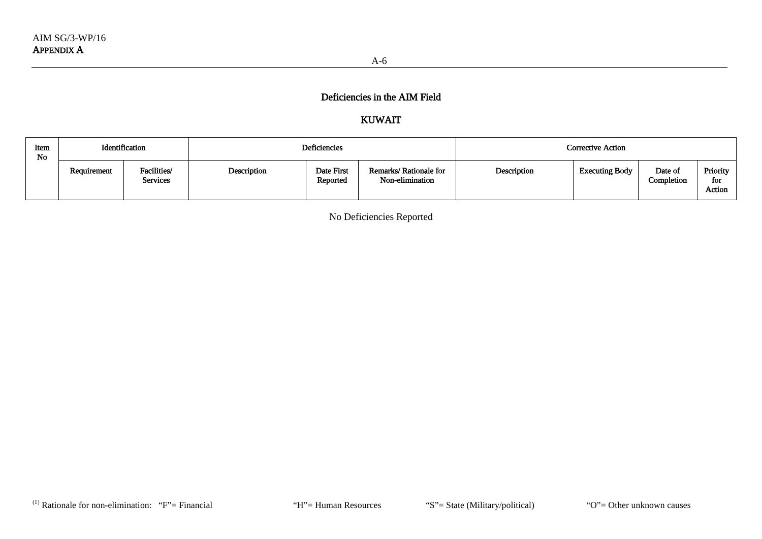## Deficiencies in the AIM Field

## KUWAIT

| Item No | Identification | | Deficiencies | | | Corrective Action | | | |
|---|---|---|---|---|---|---|---|---|---|
| | Requirement | Facilities/ Services | Description | Date First Reported | Remarks/ Rationale for Non-elimination | Description | Executing Body | Date of Completion | Priority for Action |

No Deficiencies Reported

(1) Rationale for non-elimination: "F"= Financial "H"= Human Resources "S"= State (Military/political) "O"= Other unknown causes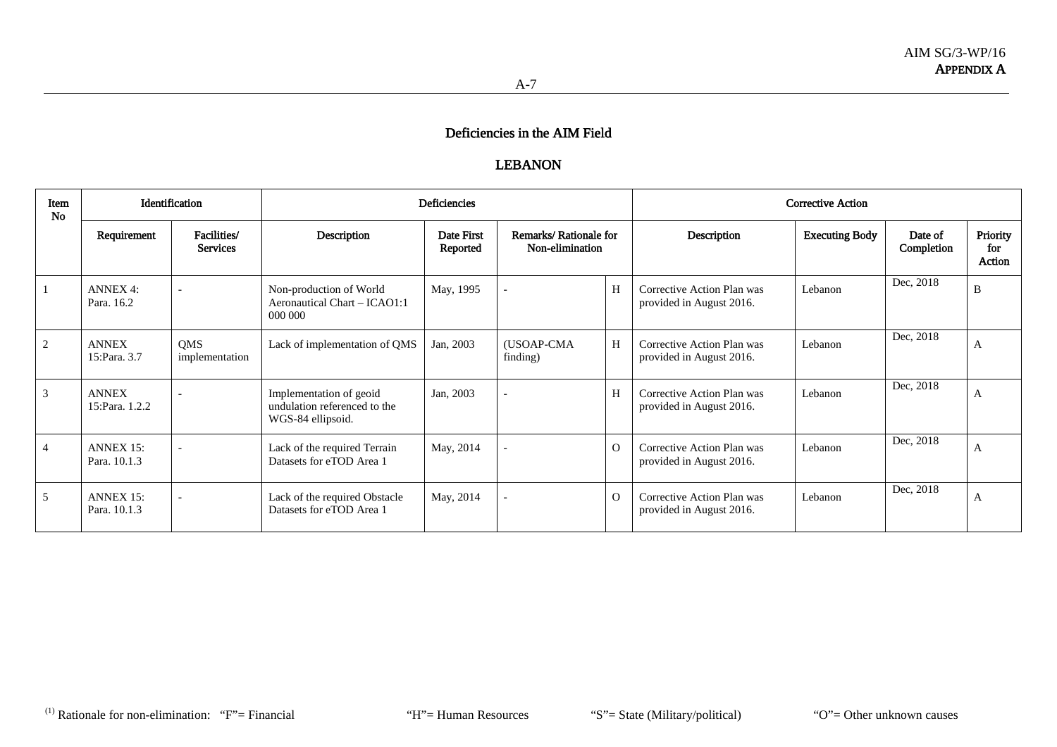## Deficiencies in the AIM Field

## LEBANON

| Item No | Identification | | Deficiencies | | | | Corrective Action | | | |
|---|---|---|---|---|---|---|---|---|---|---|
| | Requirement | Facilities/ Services | Description | Date First Reported | Remarks/ Rationale for Non-elimination | | Description | Executing Body | Date of Completion | Priority for Action |
| 1 | ANNEX 4: Para. 16.2 | - | Non-production of World Aeronautical Chart – ICAO1:1 000 000 | May, 1995 | - | H | Corrective Action Plan was provided in August 2016. | Lebanon | Dec, 2018 | B |
| 2 | ANNEX 15:Para. 3.7 | QMS implementation | Lack of implementation of QMS | Jan, 2003 | (USOAP-CMA finding) | H | Corrective Action Plan was provided in August 2016. | Lebanon | Dec, 2018 | A |
| 3 | ANNEX 15:Para. 1.2.2 | - | Implementation of geoid undulation referenced to the WGS-84 ellipsoid. | Jan, 2003 | - | H | Corrective Action Plan was provided in August 2016. | Lebanon | Dec, 2018 | A |
| 4 | ANNEX 15: Para. 10.1.3 | - | Lack of the required Terrain Datasets for eTOD Area 1 | May, 2014 | - | O | Corrective Action Plan was provided in August 2016. | Lebanon | Dec, 2018 | A |
| 5 | ANNEX 15: Para. 10.1.3 | - | Lack of the required Obstacle Datasets for eTOD Area 1 | May, 2014 | - | O | Corrective Action Plan was provided in August 2016. | Lebanon | Dec, 2018 | A |

[(1)] Rationale for non-elimination: "F"= Financial "H"= Human Resources "S"= State (Military/political) "O"= Other unknown causes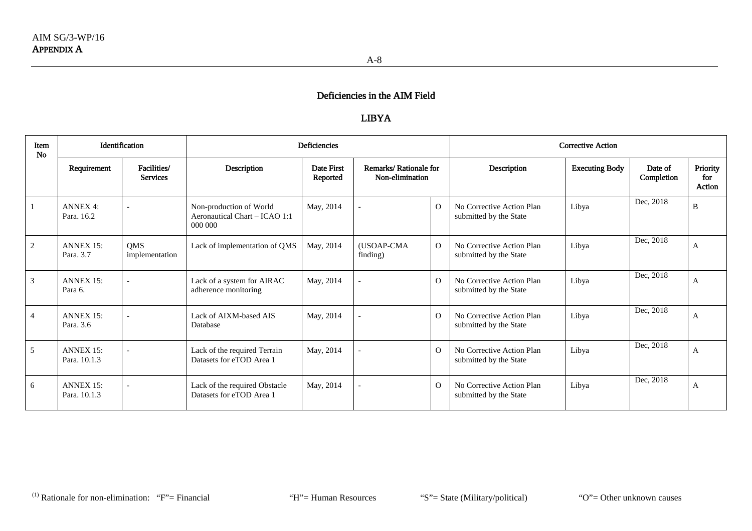## Deficiencies in the AIM Field

## LIBYA

| Item No | Identification | | Deficiencies | | | | Corrective Action | | | |
|---|---|---|---|---|---|---|---|---|---|---|
| | Requirement | Facilities/ Services | Description | Date First Reported | Remarks/ Rationale for Non-elimination | | Description | Executing Body | Date of Completion | Priority for Action |
| 1 | ANNEX 4: Para. 16.2 | - | Non-production of World Aeronautical Chart – ICAO 1:1 000 000 | May, 2014 | - | O | No Corrective Action Plan submitted by the State | Libya | Dec, 2018 | B |
| 2 | ANNEX 15: Para. 3.7 | QMS implementation | Lack of implementation of QMS | May, 2014 | (USOAP-CMA finding) | O | No Corrective Action Plan submitted by the State | Libya | Dec, 2018 | A |
| 3 | ANNEX 15: Para 6. | - | Lack of a system for AIRAC adherence monitoring | May, 2014 | - | O | No Corrective Action Plan submitted by the State | Libya | Dec, 2018 | A |
| 4 | ANNEX 15: Para. 3.6 | - | Lack of AIXM-based AIS Database | May, 2014 | - | O | No Corrective Action Plan submitted by the State | Libya | Dec, 2018 | A |
| 5 | ANNEX 15: Para. 10.1.3 | - | Lack of the required Terrain Datasets for eTOD Area 1 | May, 2014 | - | O | No Corrective Action Plan submitted by the State | Libya | Dec, 2018 | A |
| 6 | ANNEX 15: Para. 10.1.3 | - | Lack of the required Obstacle Datasets for eTOD Area 1 | May, 2014 | - | O | No Corrective Action Plan submitted by the State | Libya | Dec, 2018 | A |

(1) Rationale for non-elimination: "F"= Financial "H"= Human Resources "S"= State (Military/political) "O"= Other unknown causes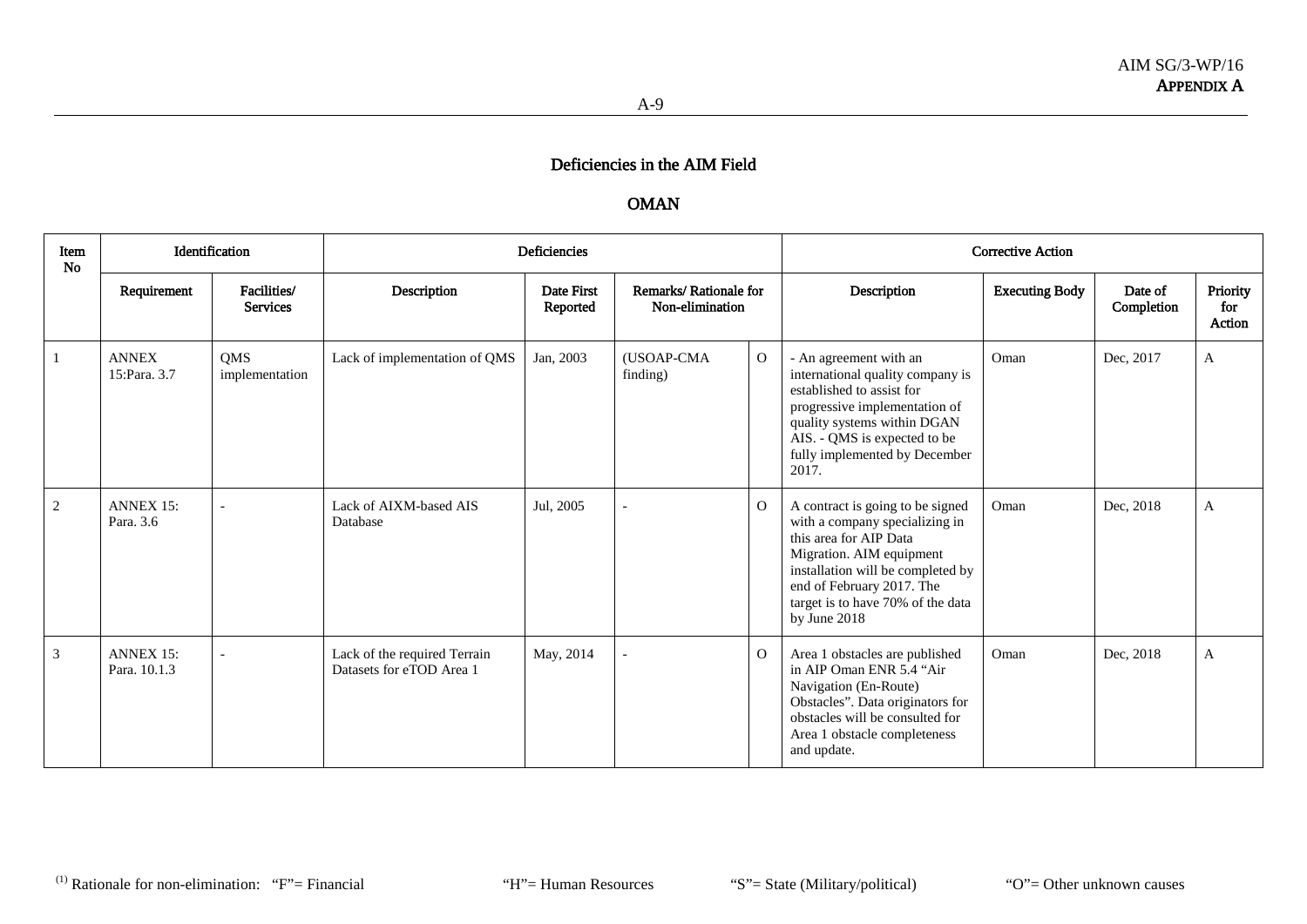## Deficiencies in the AIM Field

## OMAN

| Item No | Identification | | Deficiencies | | | | Corrective Action | | | |
|---|---|---|---|---|---|---|---|---|---|---|
| | Requirement | Facilities/ Services | Description | Date First Reported | Remarks/ Rationale for Non-elimination | | Description | Executing Body | Date of Completion | Priority for Action |
| 1 | ANNEX 15:Para. 3.7 | QMS implementation | Lack of implementation of QMS | Jan, 2003 | (USOAP-CMA finding) | O | - An agreement with an international quality company is established to assist for progressive implementation of quality systems within DGAN AIS. - QMS is expected to be fully implemented by December 2017. | Oman | Dec, 2017 | A |
| 2 | ANNEX 15: Para. 3.6 | - | Lack of AIXM-based AIS Database | Jul, 2005 | - | O | A contract is going to be signed with a company specializing in this area for AIP Data Migration. AIM equipment installation will be completed by end of February 2017. The target is to have 70% of the data by June 2018 | Oman | Dec, 2018 | A |
| 3 | ANNEX 15: Para. 10.1.3 | - | Lack of the required Terrain Datasets for eTOD Area 1 | May, 2014 | - | O | Area 1 obstacles are published in AIP Oman ENR 5.4 "Air Navigation (En-Route) Obstacles". Data originators for obstacles will be consulted for Area 1 obstacle completeness and update. | Oman | Dec, 2018 | A |

[(1)] Rationale for non-elimination: "F"= Financial "H"= Human Resources "S"= State (Military/political) "O"= Other unknown causes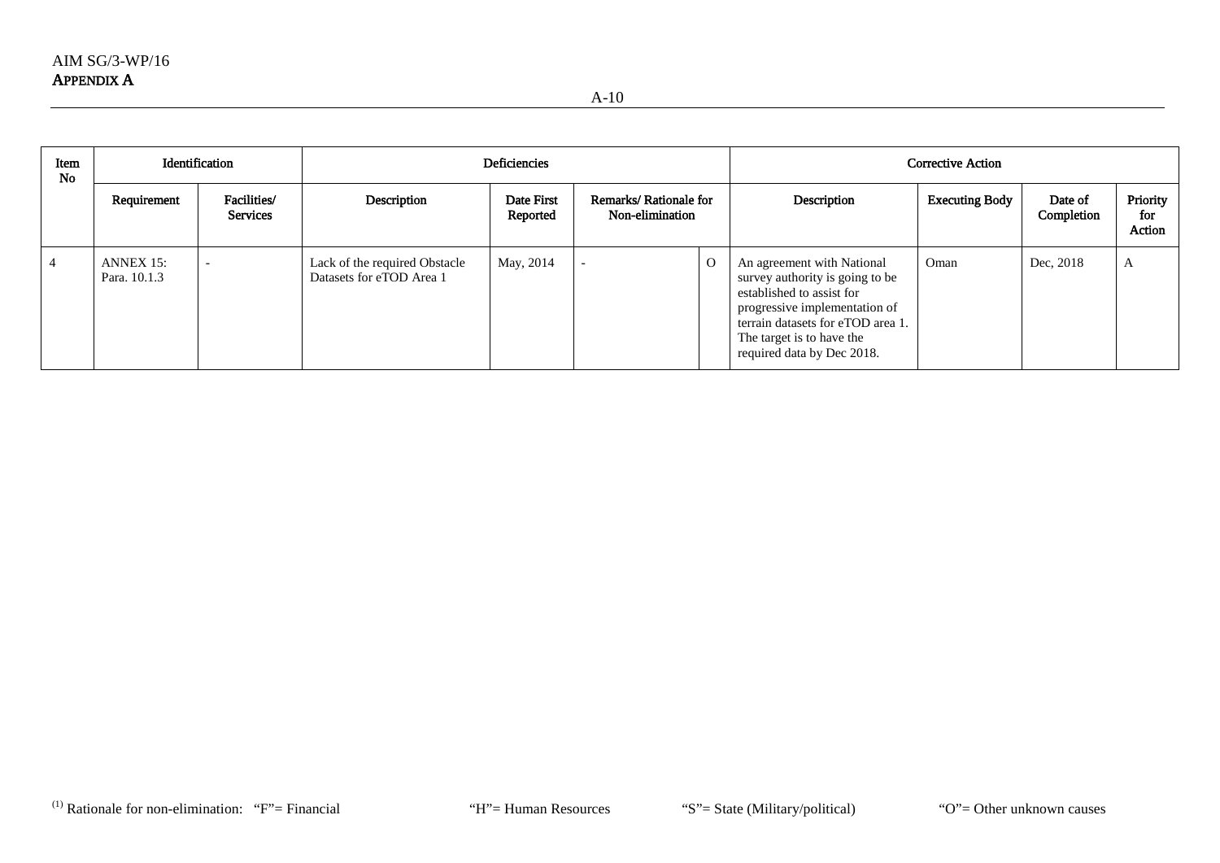| Item No | Identification | | Deficiencies | | | | Corrective Action | | | |
|---|---|---|---|---|---|---|---|---|---|---|
| | Requirement | Facilities/ Services | Description | Date First Reported | Remarks/ Rationale for Non-elimination | | Description | Executing Body | Date of Completion | Priority for Action |
| 4 | ANNEX 15: Para. 10.1.3 | - | Lack of the required Obstacle Datasets for eTOD Area 1 | May, 2014 | - | O | An agreement with National survey authority is going to be established to assist for progressive implementation of terrain datasets for eTOD area 1. The target is to have the required data by Dec 2018. | Oman | Dec, 2018 | A |

[(1)] Rationale for non-elimination: "F"= Financial "H"= Human Resources "S"= State (Military/political) "O"= Other unknown causes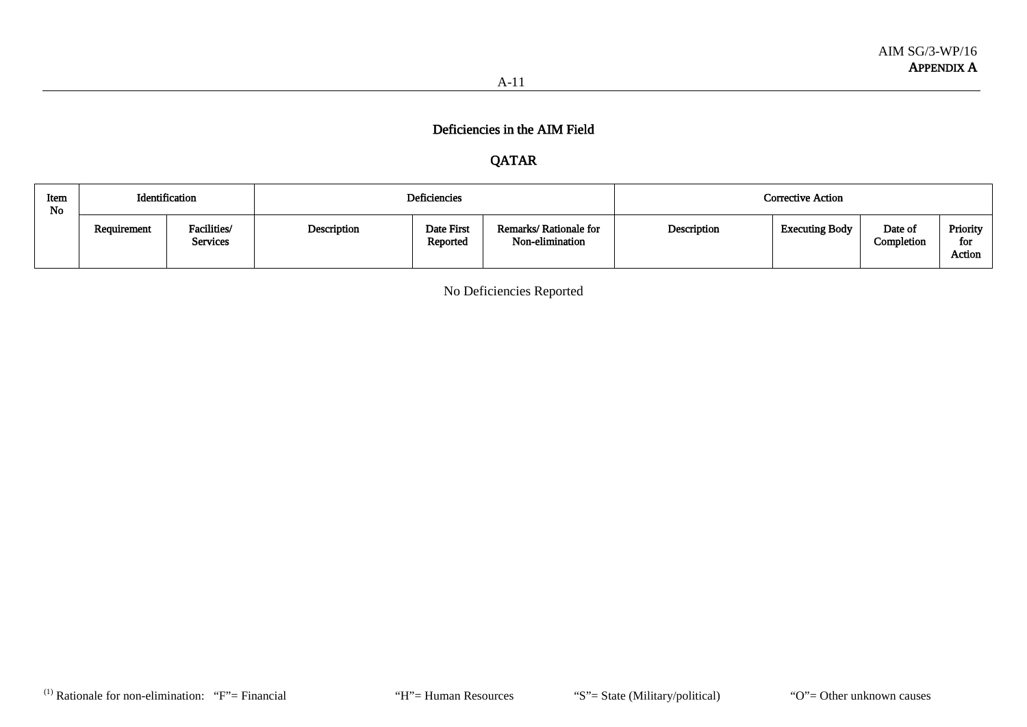## Deficiencies in the AIM Field

## QATAR

| Item No | Identification | | Deficiencies | | | Corrective Action | | | |
|---|---|---|---|---|---|---|---|---|---|
| | Requirement | Facilities/ Services | Description | Date First Reported | Remarks/ Rationale for Non-elimination | Description | Executing Body | Date of Completion | Priority for Action |

No Deficiencies Reported

[(1)] Rationale for non-elimination: "F"= Financial "H"= Human Resources "S"= State (Military/political) "O"= Other unknown causes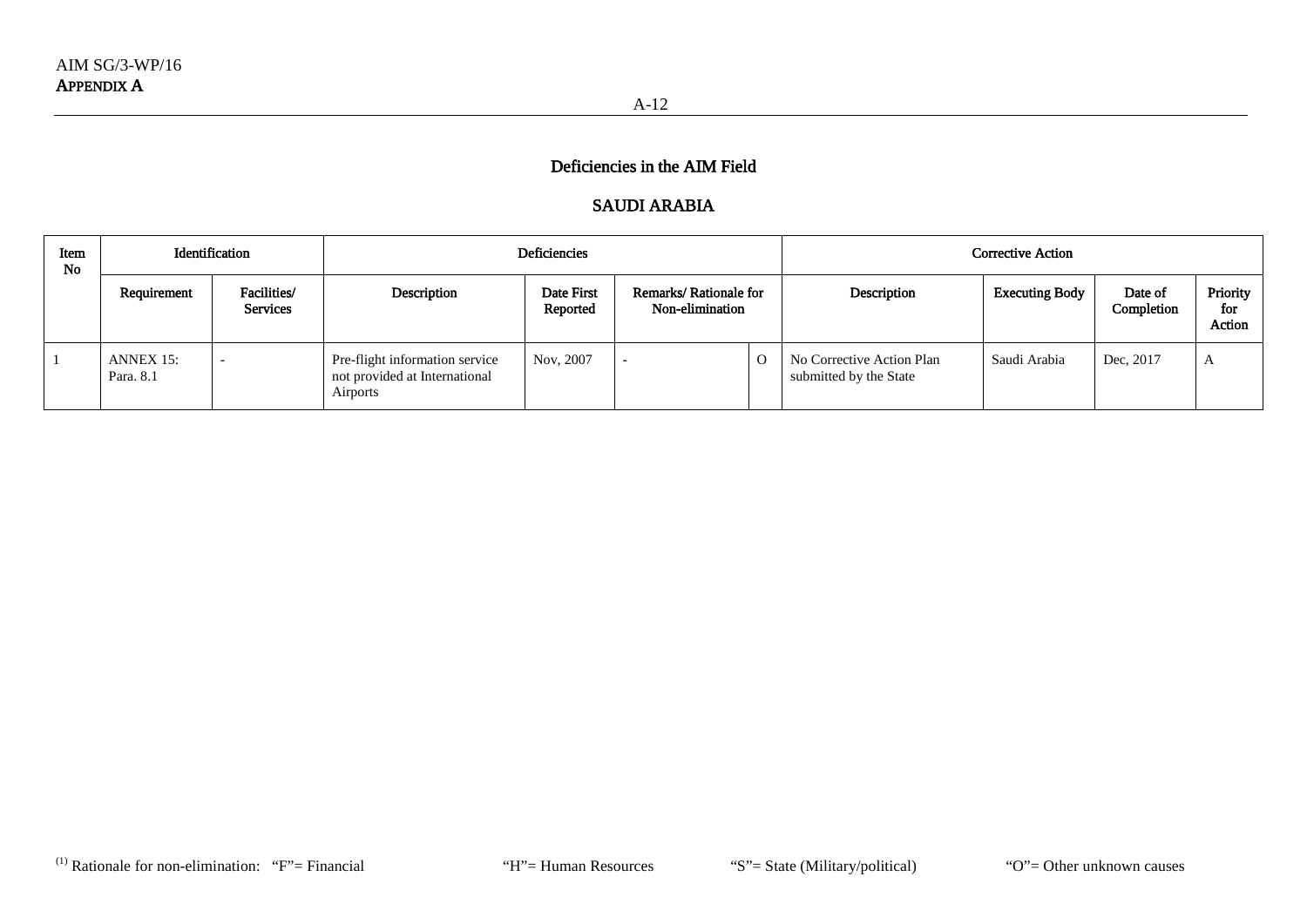## Deficiencies in the AIM Field

## SAUDI ARABIA

| Item No | Identification | | Deficiencies | | | | Corrective Action | | | |
|---|---|---|---|---|---|---|---|---|---|---|
| | Requirement | Facilities/ Services | Description | Date First Reported | Remarks/ Rationale for Non-elimination | | Description | Executing Body | Date of Completion | Priority for Action |
| 1 | ANNEX 15: Para. 8.1 | - | Pre-flight information service not provided at International Airports | Nov, 2007 | - | O | No Corrective Action Plan submitted by the State | Saudi Arabia | Dec, 2017 | A |

(1) Rationale for non-elimination: "F"= Financial "H"= Human Resources "S"= State (Military/political) "O"= Other unknown causes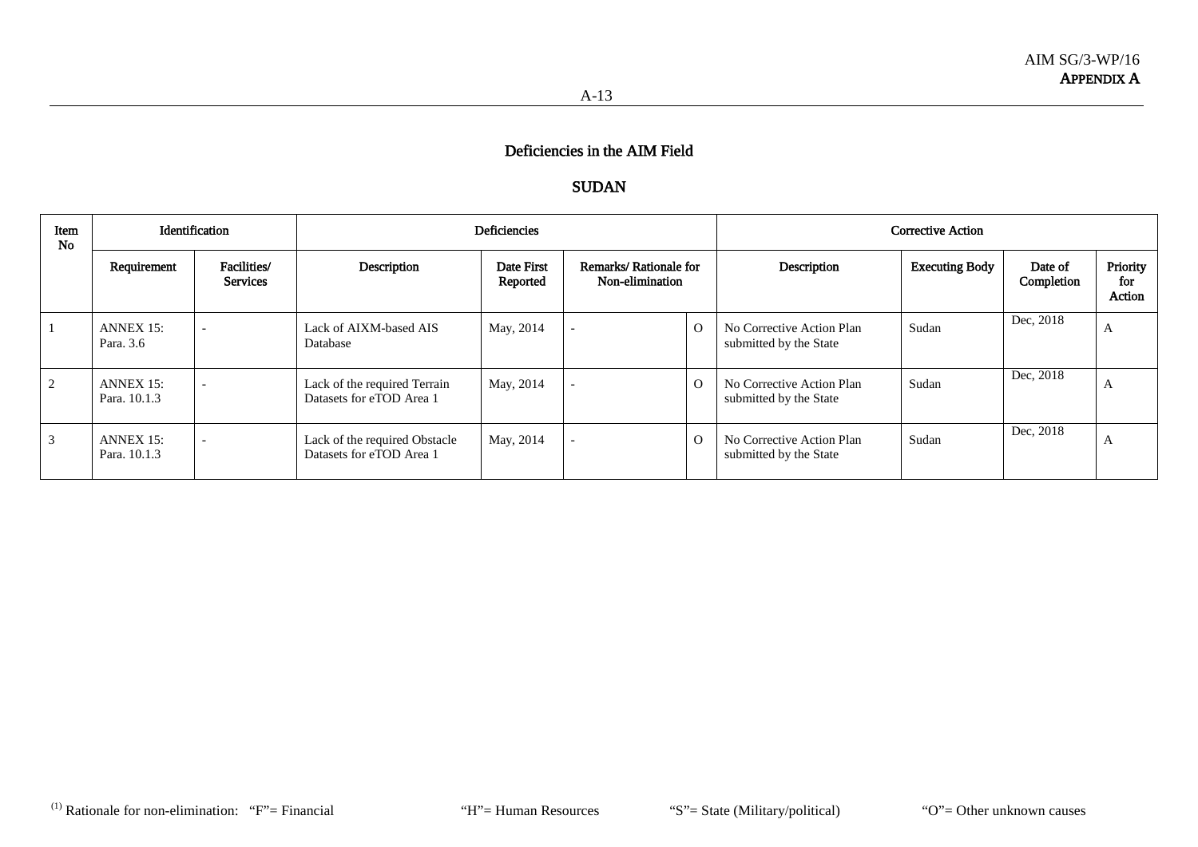## Deficiencies in the AIM Field

## SUDAN

| Item No | Identification | | Deficiencies | | | | Corrective Action | | | |
|---|---|---|---|---|---|---|---|---|---|---|
| | Requirement | Facilities/ Services | Description | Date First Reported | Remarks/ Rationale for Non-elimination | | Description | Executing Body | Date of Completion | Priority for Action |
| 1 | ANNEX 15: Para. 3.6 | - | Lack of AIXM-based AIS Database | May, 2014 | - | O | No Corrective Action Plan submitted by the State | Sudan | Dec, 2018 | A |
| 2 | ANNEX 15: Para. 10.1.3 | - | Lack of the required Terrain Datasets for eTOD Area 1 | May, 2014 | - | O | No Corrective Action Plan submitted by the State | Sudan | Dec, 2018 | A |
| 3 | ANNEX 15: Para. 10.1.3 | - | Lack of the required Obstacle Datasets for eTOD Area 1 | May, 2014 | - | O | No Corrective Action Plan submitted by the State | Sudan | Dec, 2018 | A |

(1) Rationale for non-elimination: "F"= Financial "H"= Human Resources "S"= State (Military/political) "O"= Other unknown causes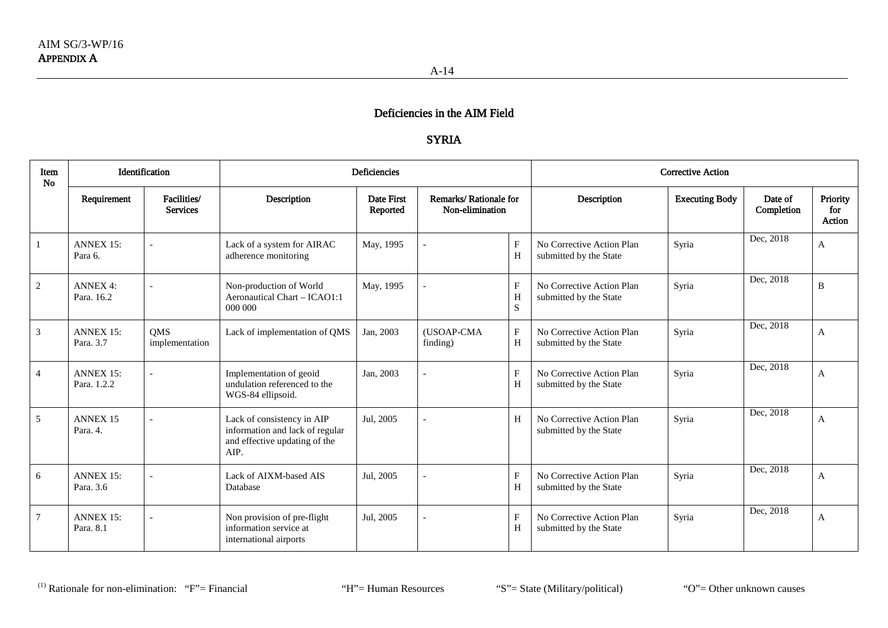## Deficiencies in the AIM Field

## SYRIA

| Item No | Identification | | Deficiencies | | | | Corrective Action | | | |
|---|---|---|---|---|---|---|---|---|---|---|
| | Requirement | Facilities/ Services | Description | Date First Reported | Remarks/ Rationale for Non-elimination | | Description | Executing Body | Date of Completion | Priority for Action |
| 1 | ANNEX 15: Para 6. | - | Lack of a system for AIRAC adherence monitoring | May, 1995 | - | F H | No Corrective Action Plan submitted by the State | Syria | Dec, 2018 | A |
| 2 | ANNEX 4: Para. 16.2 | - | Non-production of World Aeronautical Chart – ICAO1:1 000 000 | May, 1995 | - | F H S | No Corrective Action Plan submitted by the State | Syria | Dec, 2018 | B |
| 3 | ANNEX 15: Para. 3.7 | QMS implementation | Lack of implementation of QMS | Jan, 2003 | (USOAP-CMA finding) | F H | No Corrective Action Plan submitted by the State | Syria | Dec, 2018 | A |
| 4 | ANNEX 15: Para. 1.2.2 | - | Implementation of geoid undulation referenced to the WGS-84 ellipsoid. | Jan, 2003 | - | F H | No Corrective Action Plan submitted by the State | Syria | Dec, 2018 | A |
| 5 | ANNEX 15 Para. 4. | - | Lack of consistency in AIP information and lack of regular and effective updating of the AIP. | Jul, 2005 | - | H | No Corrective Action Plan submitted by the State | Syria | Dec, 2018 | A |
| 6 | ANNEX 15: Para. 3.6 | - | Lack of AIXM-based AIS Database | Jul, 2005 | - | F H | No Corrective Action Plan submitted by the State | Syria | Dec, 2018 | A |
| 7 | ANNEX 15: Para. 8.1 | - | Non provision of pre-flight information service at international airports | Jul, 2005 | - | F H | No Corrective Action Plan submitted by the State | Syria | Dec, 2018 | A |

[(1)] Rationale for non-elimination: "F"= Financial "H"= Human Resources "S"= State (Military/political) "O"= Other unknown causes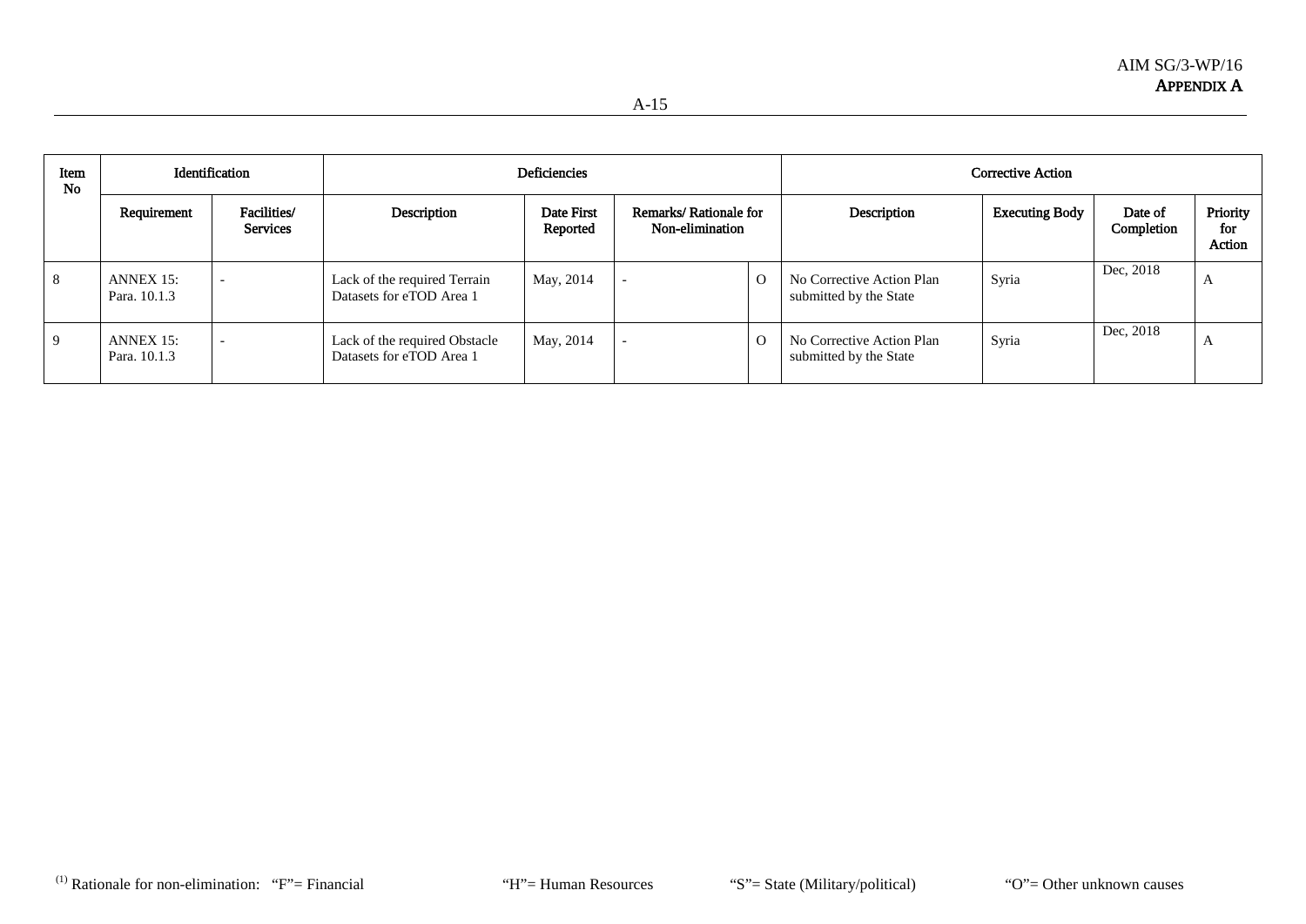| Item No | Identification | | Deficiencies | | | | Corrective Action | | | |
|---|---|---|---|---|---|---|---|---|---|---|
| | Requirement | Facilities/ Services | Description | Date First Reported | Remarks/ Rationale for Non-elimination | | Description | Executing Body | Date of Completion | Priority for Action |
| 8 | ANNEX 15: Para. 10.1.3 | - | Lack of the required Terrain Datasets for eTOD Area 1 | May, 2014 | - | O | No Corrective Action Plan submitted by the State | Syria | Dec, 2018 | A |
| 9 | ANNEX 15: Para. 10.1.3 | - | Lack of the required Obstacle Datasets for eTOD Area 1 | May, 2014 | - | O | No Corrective Action Plan submitted by the State | Syria | Dec, 2018 | A |

[(1)] Rationale for non-elimination: "F"= Financial "H"= Human Resources "S"= State (Military/political) "O"= Other unknown causes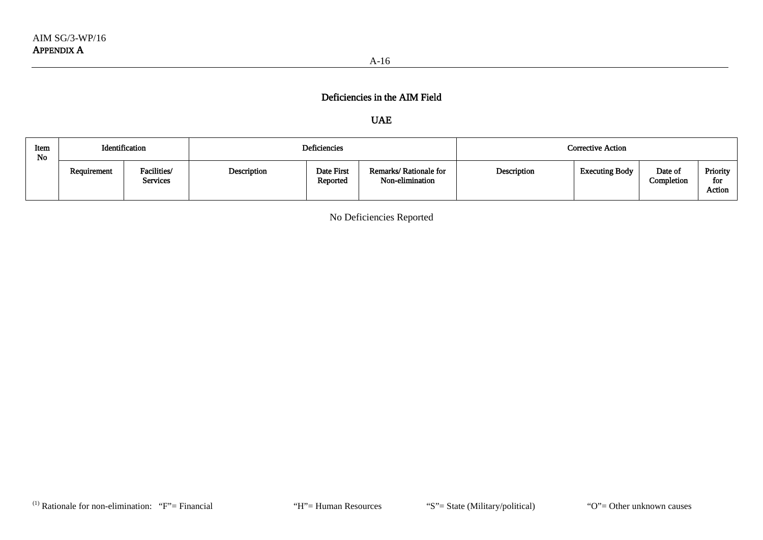## Deficiencies in the AIM Field

## UAE

| Item No | Identification | | Deficiencies | | | Corrective Action | | | |
|---|---|---|---|---|---|---|---|---|---|
| | Requirement | Facilities/ Services | Description | Date First Reported | Remarks/ Rationale for Non-elimination | Description | Executing Body | Date of Completion | Priority for Action |

No Deficiencies Reported

(1) Rationale for non-elimination: "F"= Financial "H"= Human Resources "S"= State (Military/political) "O"= Other unknown causes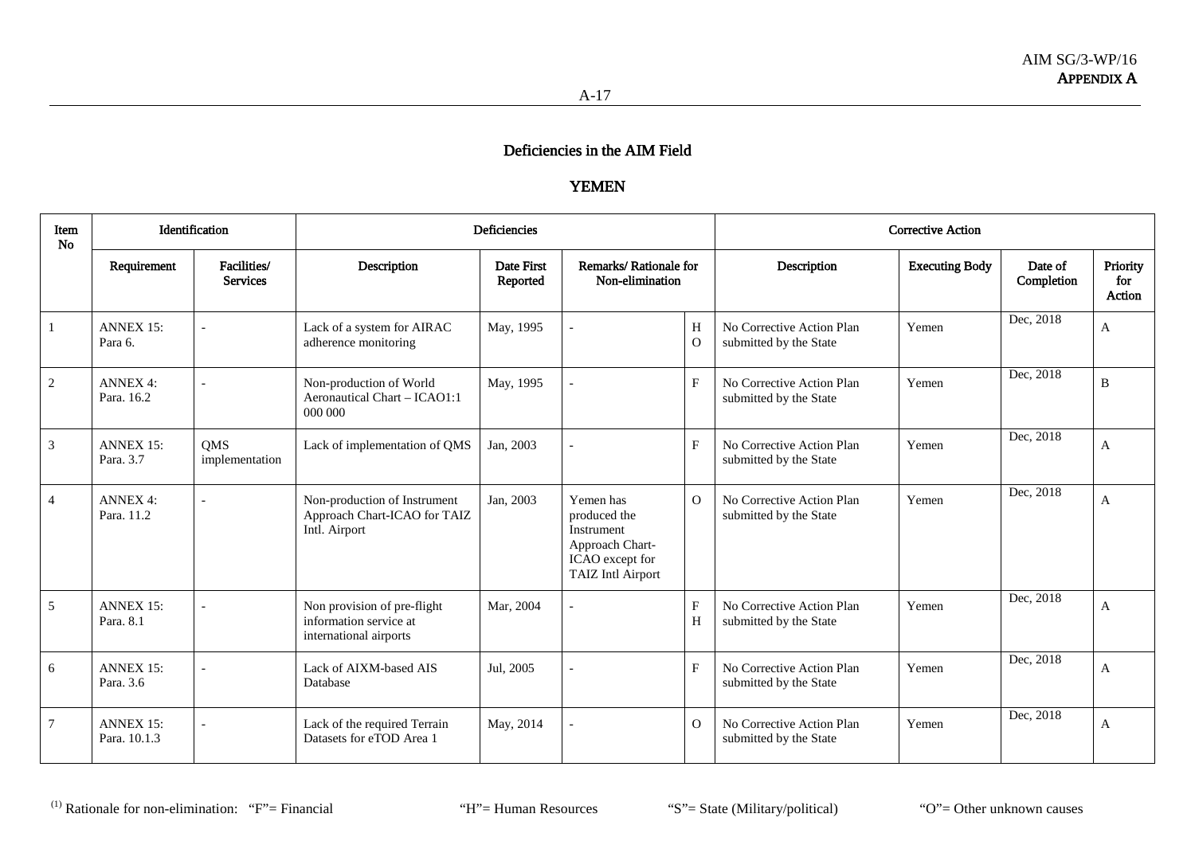## Deficiencies in the AIM Field

## YEMEN

| Item No | Identification | | Deficiencies | | | | Corrective Action | | | |
|---|---|---|---|---|---|---|---|---|---|---|
| | Requirement | Facilities/ Services | Description | Date First Reported | Remarks/ Rationale for Non-elimination | | Description | Executing Body | Date of Completion | Priority for Action |
| 1 | ANNEX 15: Para 6. | - | Lack of a system for AIRAC adherence monitoring | May, 1995 | - | H O | No Corrective Action Plan submitted by the State | Yemen | Dec, 2018 | A |
| 2 | ANNEX 4: Para. 16.2 | - | Non-production of World Aeronautical Chart – ICAO1:1 000 000 | May, 1995 | - | F | No Corrective Action Plan submitted by the State | Yemen | Dec, 2018 | B |
| 3 | ANNEX 15: Para. 3.7 | QMS implementation | Lack of implementation of QMS | Jan, 2003 | - | F | No Corrective Action Plan submitted by the State | Yemen | Dec, 2018 | A |
| 4 | ANNEX 4: Para. 11.2 | - | Non-production of Instrument Approach Chart-ICAO for TAIZ Intl. Airport | Jan, 2003 | Yemen has produced the Instrument Approach Chart-ICAO except for TAIZ Intl Airport | O | No Corrective Action Plan submitted by the State | Yemen | Dec, 2018 | A |
| 5 | ANNEX 15: Para. 8.1 | - | Non provision of pre-flight information service at international airports | Mar, 2004 | - | F H | No Corrective Action Plan submitted by the State | Yemen | Dec, 2018 | A |
| 6 | ANNEX 15: Para. 3.6 | - | Lack of AIXM-based AIS Database | Jul, 2005 | - | F | No Corrective Action Plan submitted by the State | Yemen | Dec, 2018 | A |
| 7 | ANNEX 15: Para. 10.1.3 | - | Lack of the required Terrain Datasets for eTOD Area 1 | May, 2014 | - | O | No Corrective Action Plan submitted by the State | Yemen | Dec, 2018 | A |

[(1)] Rationale for non-elimination: "F"= Financial "H"= Human Resources "S"= State (Military/political) "O"= Other unknown causes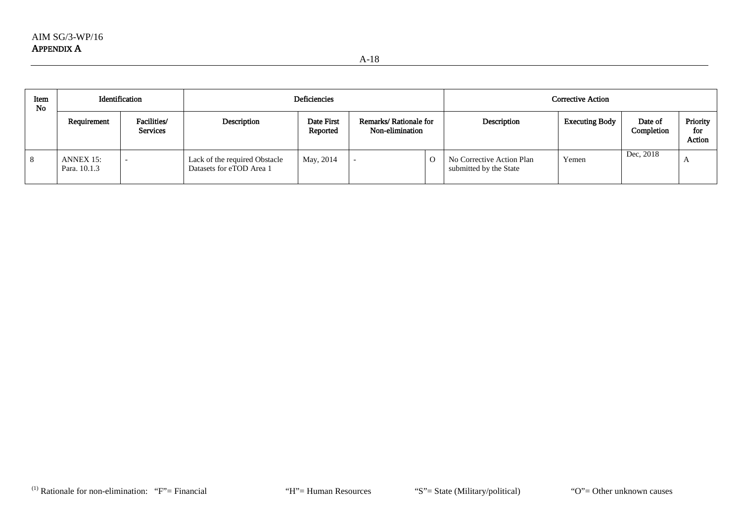| Item No | Identification | | Deficiencies | | | | Corrective Action | | | |
|---|---|---|---|---|---|---|---|---|---|---|
| | Requirement | Facilities/ Services | Description | Date First Reported | Remarks/ Rationale for Non-elimination | | Description | Executing Body | Date of Completion | Priority for Action |
| 8 | ANNEX 15: Para. 10.1.3 | - | Lack of the required Obstacle Datasets for eTOD Area 1 | May, 2014 | - | O | No Corrective Action Plan submitted by the State | Yemen | Dec, 2018 | A |

(1) Rationale for non-elimination: "F"= Financial "H"= Human Resources "S"= State (Military/political) "O"= Other unknown causes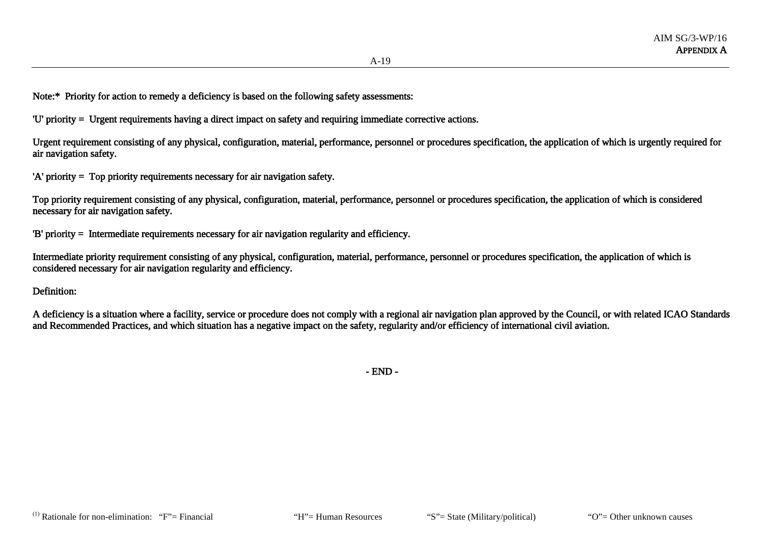Note:* Priority for action to remedy a deficiency is based on the following safety assessments:

'U' priority = Urgent requirements having a direct impact on safety and requiring immediate corrective actions.

Urgent requirement consisting of any physical, configuration, material, performance, personnel or procedures specification, the application of which is urgently required for air navigation safety.

'A' priority = Top priority requirements necessary for air navigation safety.

Top priority requirement consisting of any physical, configuration, material, performance, personnel or procedures specification, the application of which is considered necessary for air navigation safety.

'B' priority = Intermediate requirements necessary for air navigation regularity and efficiency.

Intermediate priority requirement consisting of any physical, configuration, material, performance, personnel or procedures specification, the application of which is considered necessary for air navigation regularity and efficiency.

Definition:

A deficiency is a situation where a facility, service or procedure does not comply with a regional air navigation plan approved by the Council, or with related ICAO Standards and Recommended Practices, and which situation has a negative impact on the safety, regularity and/or efficiency of international civil aviation.

- END -

(1) Rationale for non-elimination: "F"= Financial "H"= Human Resources "S"= State (Military/political) "O"= Other unknown causes